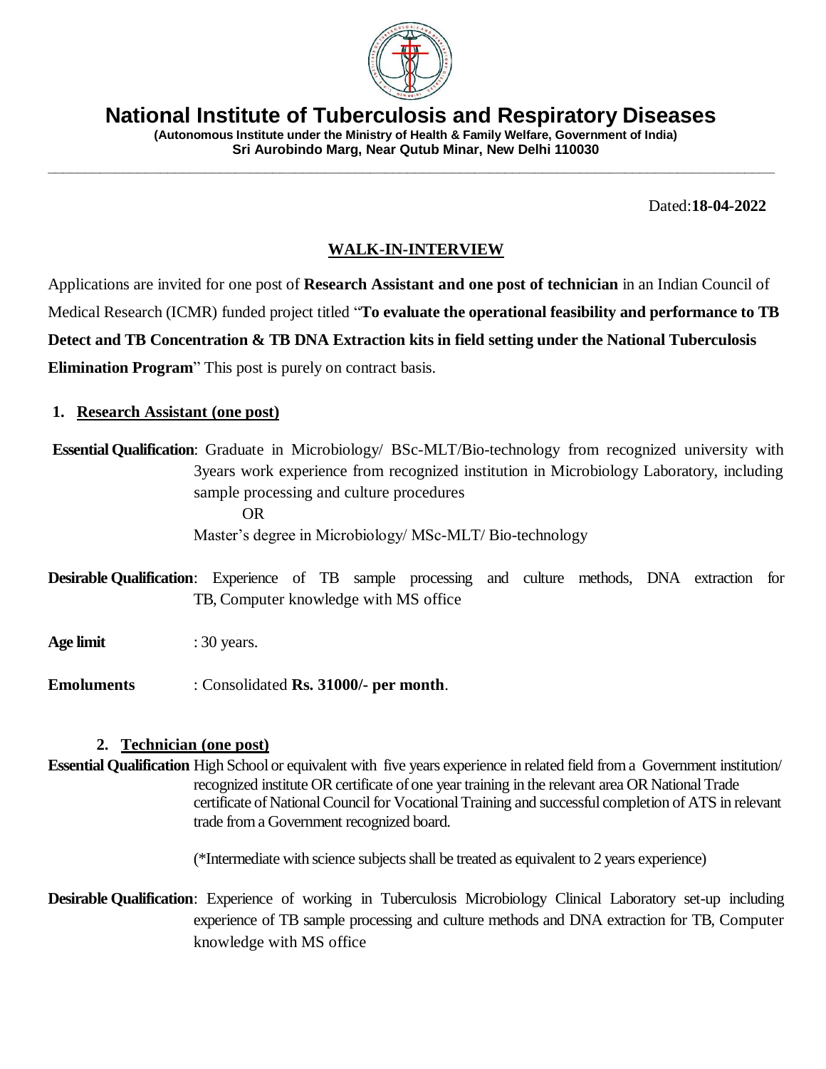# National Institute of Tuberculosis and Respiratory Diseases

**(Autonomous Institute under the Ministry of Health & Family Welfare, Government of India)**
**Sri Aurobindo Marg, Near Qutub Minar, New Delhi 110030**

Dated:**18-04-2022**

## WALK-IN-INTERVIEW

Applications are invited for one post of **Research Assistant and one post of technician** in an Indian Council of Medical Research (ICMR) funded project titled "**To evaluate the operational feasibility and performance to TB Detect and TB Concentration & TB DNA Extraction kits in field setting under the National Tuberculosis Elimination Program**" This post is purely on contract basis.

### 1. Research Assistant (one post)

**Essential Qualification**: Graduate in Microbiology/ BSc-MLT/Bio-technology from recognized university with 3years work experience from recognized institution in Microbiology Laboratory, including sample processing and culture procedures

OR

Master's degree in Microbiology/ MSc-MLT/ Bio-technology

**Desirable Qualification**: Experience of TB sample processing and culture methods, DNA extraction for TB, Computer knowledge with MS office

**Age limit** : 30 years.

**Emoluments** : Consolidated **Rs. 31000/- per month**.

### 2. Technician (one post)

**Essential Qualification** High School or equivalent with five years experience in related field from a Government institution/ recognized institute OR certificate of one year training in the relevant area OR National Trade certificate of National Council for Vocational Training and successful completion of ATS in relevant trade from a Government recognized board.

(*Intermediate with science subjects shall be treated as equivalent to 2 years experience)

**Desirable Qualification**: Experience of working in Tuberculosis Microbiology Clinical Laboratory set-up including experience of TB sample processing and culture methods and DNA extraction for TB, Computer knowledge with MS office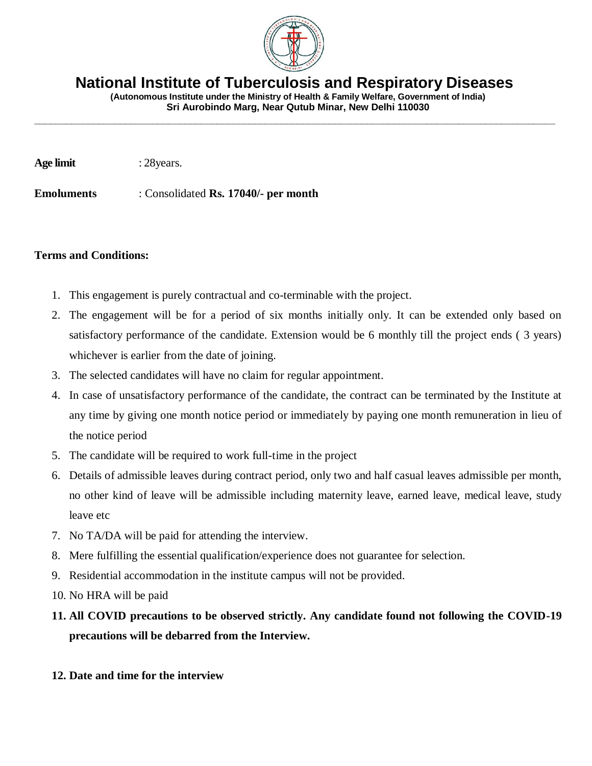# National Institute of Tuberculosis and Respiratory Diseases

**(Autonomous Institute under the Ministry of Health & Family Welfare, Government of India)**
**Sri Aurobindo Marg, Near Qutub Minar, New Delhi 110030**

---

**Age limit** : 28years.

**Emoluments** : Consolidated **Rs. 17040/- per month**

**Terms and Conditions:**

1. This engagement is purely contractual and co-terminable with the project.
2. The engagement will be for a period of six months initially only. It can be extended only based on satisfactory performance of the candidate. Extension would be 6 monthly till the project ends ( 3 years) whichever is earlier from the date of joining.
3. The selected candidates will have no claim for regular appointment.
4. In case of unsatisfactory performance of the candidate, the contract can be terminated by the Institute at any time by giving one month notice period or immediately by paying one month remuneration in lieu of the notice period
5. The candidate will be required to work full-time in the project
6. Details of admissible leaves during contract period, only two and half casual leaves admissible per month, no other kind of leave will be admissible including maternity leave, earned leave, medical leave, study leave etc
7. No TA/DA will be paid for attending the interview.
8. Mere fulfilling the essential qualification/experience does not guarantee for selection.
9. Residential accommodation in the institute campus will not be provided.
10. No HRA will be paid
11. **All COVID precautions to be observed strictly. Any candidate found not following the COVID-19 precautions will be debarred from the Interview.**
12. **Date and time for the interview**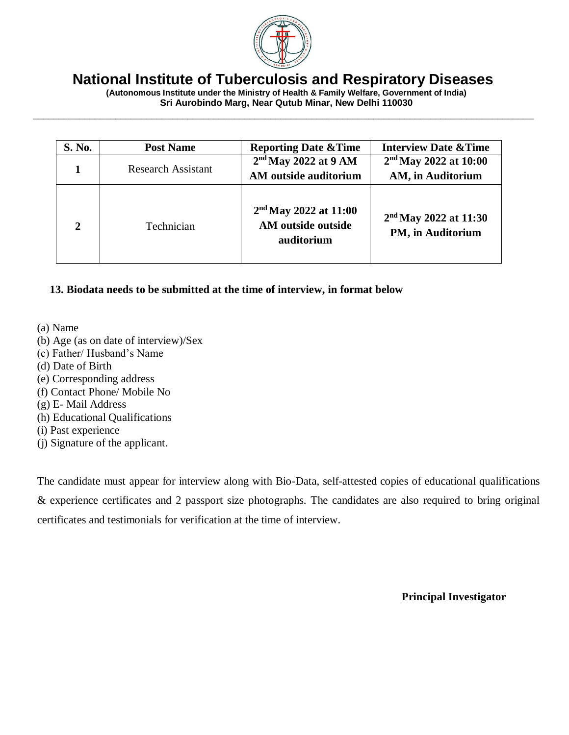# National Institute of Tuberculosis and Respiratory Diseases

**(Autonomous Institute under the Ministry of Health & Family Welfare, Government of India)**
**Sri Aurobindo Marg, Near Qutub Minar, New Delhi 110030**

| S. No. | Post Name | Reporting Date &Time | Interview Date &Time |
|---|---|---|---|
| **1** | Research Assistant | **2nd May 2022 at 9 AM AM outside auditorium** | **2nd May 2022 at 10:00 AM, in Auditorium** |
| **2** | Technician | **2nd May 2022 at 11:00 AM outside outside auditorium** | **2nd May 2022 at 11:30 PM, in Auditorium** |

**13. Biodata needs to be submitted at the time of interview, in format below**

(a) Name
(b) Age (as on date of interview)/Sex
(c) Father/ Husband's Name
(d) Date of Birth
(e) Corresponding address
(f) Contact Phone/ Mobile No
(g) E- Mail Address
(h) Educational Qualifications
(i) Past experience
(j) Signature of the applicant.

The candidate must appear for interview along with Bio-Data, self-attested copies of educational qualifications & experience certificates and 2 passport size photographs. The candidates are also required to bring original certificates and testimonials for verification at the time of interview.

**Principal Investigator**